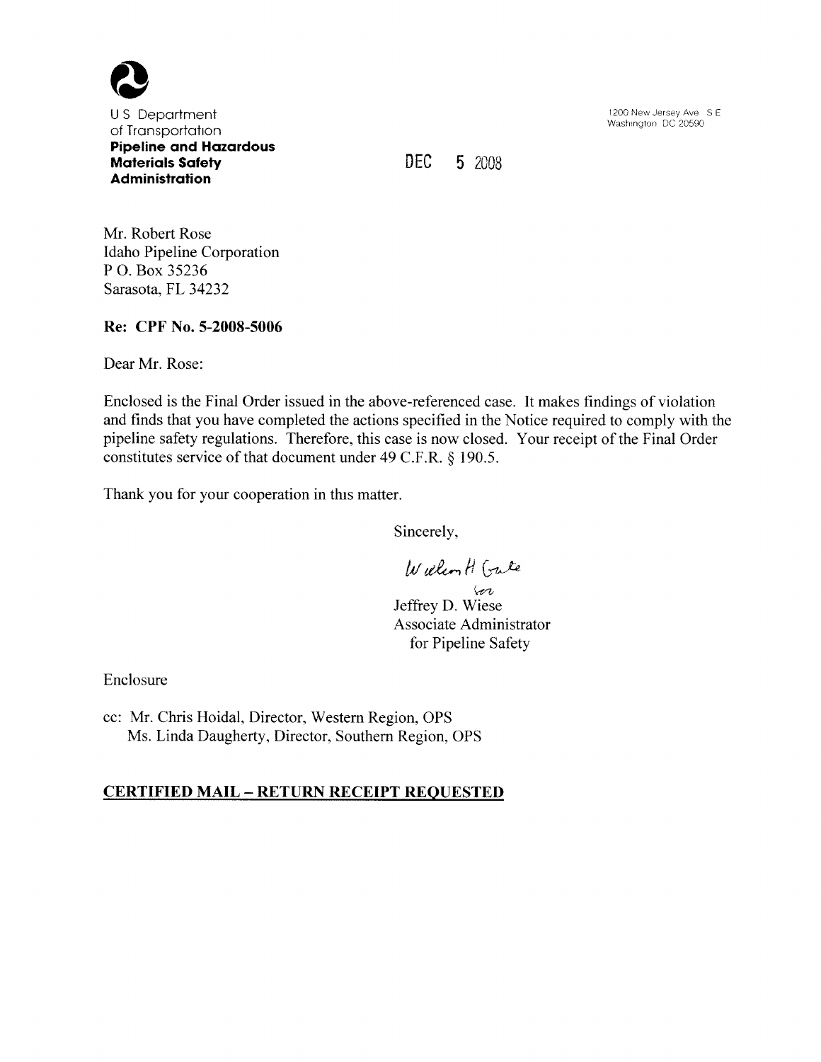U S Department of Transportation
**Pipeline and Hazardous Materials Safety Administration**

1200 New Jersey Ave S E
Washington DC 20590

DEC 5 2008

Mr. Robert Rose
Idaho Pipeline Corporation
P O. Box 35236
Sarasota, FL 34232

**Re: CPF No. 5-2008-5006**

Dear Mr. Rose:

Enclosed is the Final Order issued in the above-referenced case. It makes findings of violation and finds that you have completed the actions specified in the Notice required to comply with the pipeline safety regulations. Therefore, this case is now closed. Your receipt of the Final Order constitutes service of that document under 49 C.F.R. § 190.5.

Thank you for your cooperation in this matter.

Sincerely,

William H Gute
for
Jeffrey D. Wiese
Associate Administrator
for Pipeline Safety

Enclosure

cc: Mr. Chris Hoidal, Director, Western Region, OPS
Ms. Linda Daugherty, Director, Southern Region, OPS

**CERTIFIED MAIL – RETURN RECEIPT REQUESTED**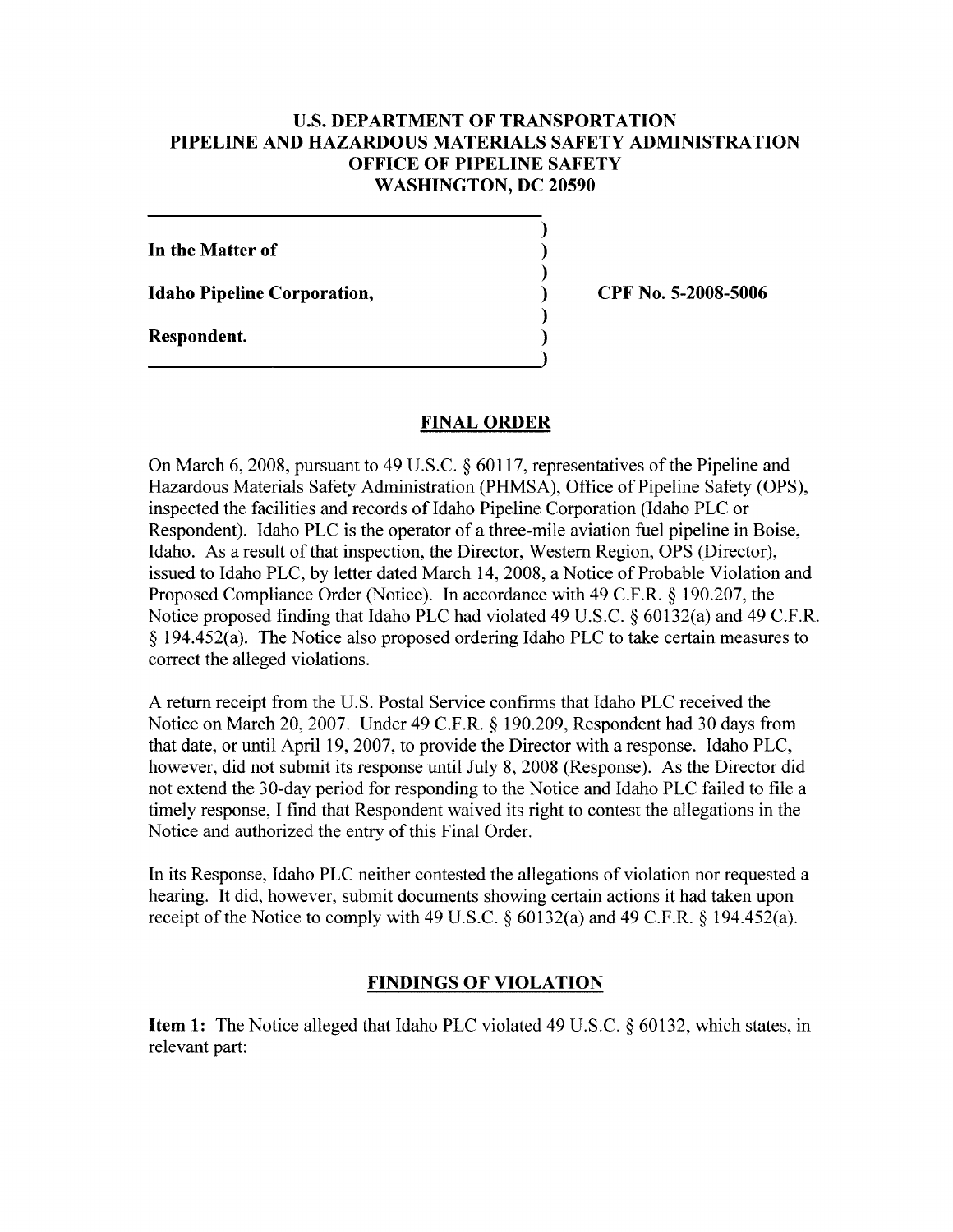**U.S. DEPARTMENT OF TRANSPORTATION**
**PIPELINE AND HAZARDOUS MATERIALS SAFETY ADMINISTRATION**
**OFFICE OF PIPELINE SAFETY**
**WASHINGTON, DC 20590**

| | |
|---|---|
| **In the Matter of** | |
| **Idaho Pipeline Corporation,** | **CPF No. 5-2008-5006** |
| **Respondent.** | |

## FINAL ORDER

On March 6, 2008, pursuant to 49 U.S.C. § 60117, representatives of the Pipeline and Hazardous Materials Safety Administration (PHMSA), Office of Pipeline Safety (OPS), inspected the facilities and records of Idaho Pipeline Corporation (Idaho PLC or Respondent). Idaho PLC is the operator of a three-mile aviation fuel pipeline in Boise, Idaho. As a result of that inspection, the Director, Western Region, OPS (Director), issued to Idaho PLC, by letter dated March 14, 2008, a Notice of Probable Violation and Proposed Compliance Order (Notice). In accordance with 49 C.F.R. § 190.207, the Notice proposed finding that Idaho PLC had violated 49 U.S.C. § 60132(a) and 49 C.F.R. § 194.452(a). The Notice also proposed ordering Idaho PLC to take certain measures to correct the alleged violations.

A return receipt from the U.S. Postal Service confirms that Idaho PLC received the Notice on March 20, 2007. Under 49 C.F.R. § 190.209, Respondent had 30 days from that date, or until April 19, 2007, to provide the Director with a response. Idaho PLC, however, did not submit its response until July 8, 2008 (Response). As the Director did not extend the 30-day period for responding to the Notice and Idaho PLC failed to file a timely response, I find that Respondent waived its right to contest the allegations in the Notice and authorized the entry of this Final Order.

In its Response, Idaho PLC neither contested the allegations of violation nor requested a hearing. It did, however, submit documents showing certain actions it had taken upon receipt of the Notice to comply with 49 U.S.C. § 60132(a) and 49 C.F.R. § 194.452(a).

## FINDINGS OF VIOLATION

**Item 1:** The Notice alleged that Idaho PLC violated 49 U.S.C. § 60132, which states, in relevant part: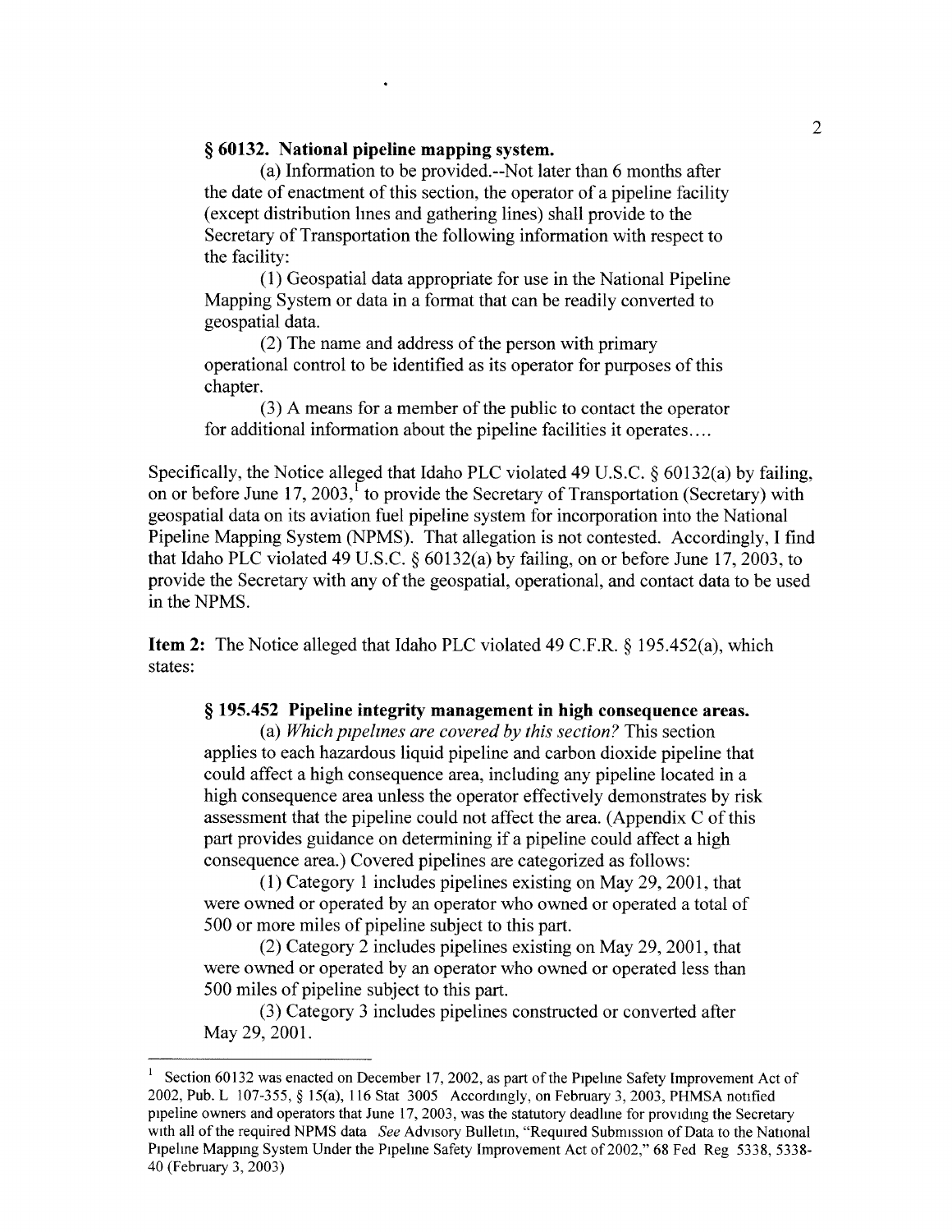**§ 60132. National pipeline mapping system.**

(a) Information to be provided.--Not later than 6 months after the date of enactment of this section, the operator of a pipeline facility (except distribution lines and gathering lines) shall provide to the Secretary of Transportation the following information with respect to the facility:

(1) Geospatial data appropriate for use in the National Pipeline Mapping System or data in a format that can be readily converted to geospatial data.

(2) The name and address of the person with primary operational control to be identified as its operator for purposes of this chapter.

(3) A means for a member of the public to contact the operator for additional information about the pipeline facilities it operates....

Specifically, the Notice alleged that Idaho PLC violated 49 U.S.C. § 60132(a) by failing, on or before June 17, 2003,[1] to provide the Secretary of Transportation (Secretary) with geospatial data on its aviation fuel pipeline system for incorporation into the National Pipeline Mapping System (NPMS). That allegation is not contested. Accordingly, I find that Idaho PLC violated 49 U.S.C. § 60132(a) by failing, on or before June 17, 2003, to provide the Secretary with any of the geospatial, operational, and contact data to be used in the NPMS.

**Item 2:** The Notice alleged that Idaho PLC violated 49 C.F.R. § 195.452(a), which states:

**§ 195.452 Pipeline integrity management in high consequence areas.**

(a) *Which pipelines are covered by this section?* This section applies to each hazardous liquid pipeline and carbon dioxide pipeline that could affect a high consequence area, including any pipeline located in a high consequence area unless the operator effectively demonstrates by risk assessment that the pipeline could not affect the area. (Appendix C of this part provides guidance on determining if a pipeline could affect a high consequence area.) Covered pipelines are categorized as follows:

(1) Category 1 includes pipelines existing on May 29, 2001, that were owned or operated by an operator who owned or operated a total of 500 or more miles of pipeline subject to this part.

(2) Category 2 includes pipelines existing on May 29, 2001, that were owned or operated by an operator who owned or operated less than 500 miles of pipeline subject to this part.

(3) Category 3 includes pipelines constructed or converted after May 29, 2001.

---

[1] Section 60132 was enacted on December 17, 2002, as part of the Pipeline Safety Improvement Act of 2002, Pub. L 107-355, § 15(a), 116 Stat 3005 Accordingly, on February 3, 2003, PHMSA notified pipeline owners and operators that June 17, 2003, was the statutory deadline for providing the Secretary with all of the required NPMS data *See* Advisory Bulletin, "Required Submission of Data to the National Pipeline Mapping System Under the Pipeline Safety Improvement Act of 2002," 68 Fed Reg 5338, 5338-40 (February 3, 2003)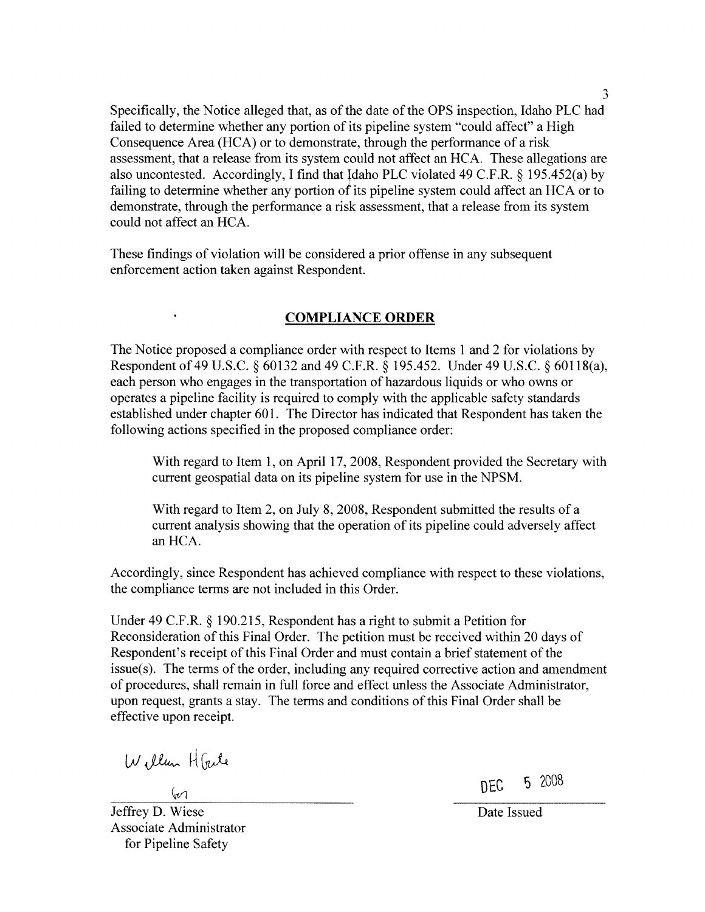Specifically, the Notice alleged that, as of the date of the OPS inspection, Idaho PLC had failed to determine whether any portion of its pipeline system "could affect" a High Consequence Area (HCA) or to demonstrate, through the performance of a risk assessment, that a release from its system could not affect an HCA. These allegations are also uncontested. Accordingly, I find that Idaho PLC violated 49 C.F.R. § 195.452(a) by failing to determine whether any portion of its pipeline system could affect an HCA or to demonstrate, through the performance a risk assessment, that a release from its system could not affect an HCA.

These findings of violation will be considered a prior offense in any subsequent enforcement action taken against Respondent.

## COMPLIANCE ORDER

The Notice proposed a compliance order with respect to Items 1 and 2 for violations by Respondent of 49 U.S.C. § 60132 and 49 C.F.R. § 195.452. Under 49 U.S.C. § 60118(a), each person who engages in the transportation of hazardous liquids or who owns or operates a pipeline facility is required to comply with the applicable safety standards established under chapter 601. The Director has indicated that Respondent has taken the following actions specified in the proposed compliance order:

> With regard to Item 1, on April 17, 2008, Respondent provided the Secretary with current geospatial data on its pipeline system for use in the NPSM.
>
> With regard to Item 2, on July 8, 2008, Respondent submitted the results of a current analysis showing that the operation of its pipeline could adversely affect an HCA.

Accordingly, since Respondent has achieved compliance with respect to these violations, the compliance terms are not included in this Order.

Under 49 C.F.R. § 190.215, Respondent has a right to submit a Petition for Reconsideration of this Final Order. The petition must be received within 20 days of Respondent's receipt of this Final Order and must contain a brief statement of the issue(s). The terms of the order, including any required corrective action and amendment of procedures, shall remain in full force and effect unless the Associate Administrator, upon request, grants a stay. The terms and conditions of this Final Order shall be effective upon receipt.

William H Gute
for

Jeffrey D. Wiese
Associate Administrator
for Pipeline Safety

DEC 5 2008

Date Issued